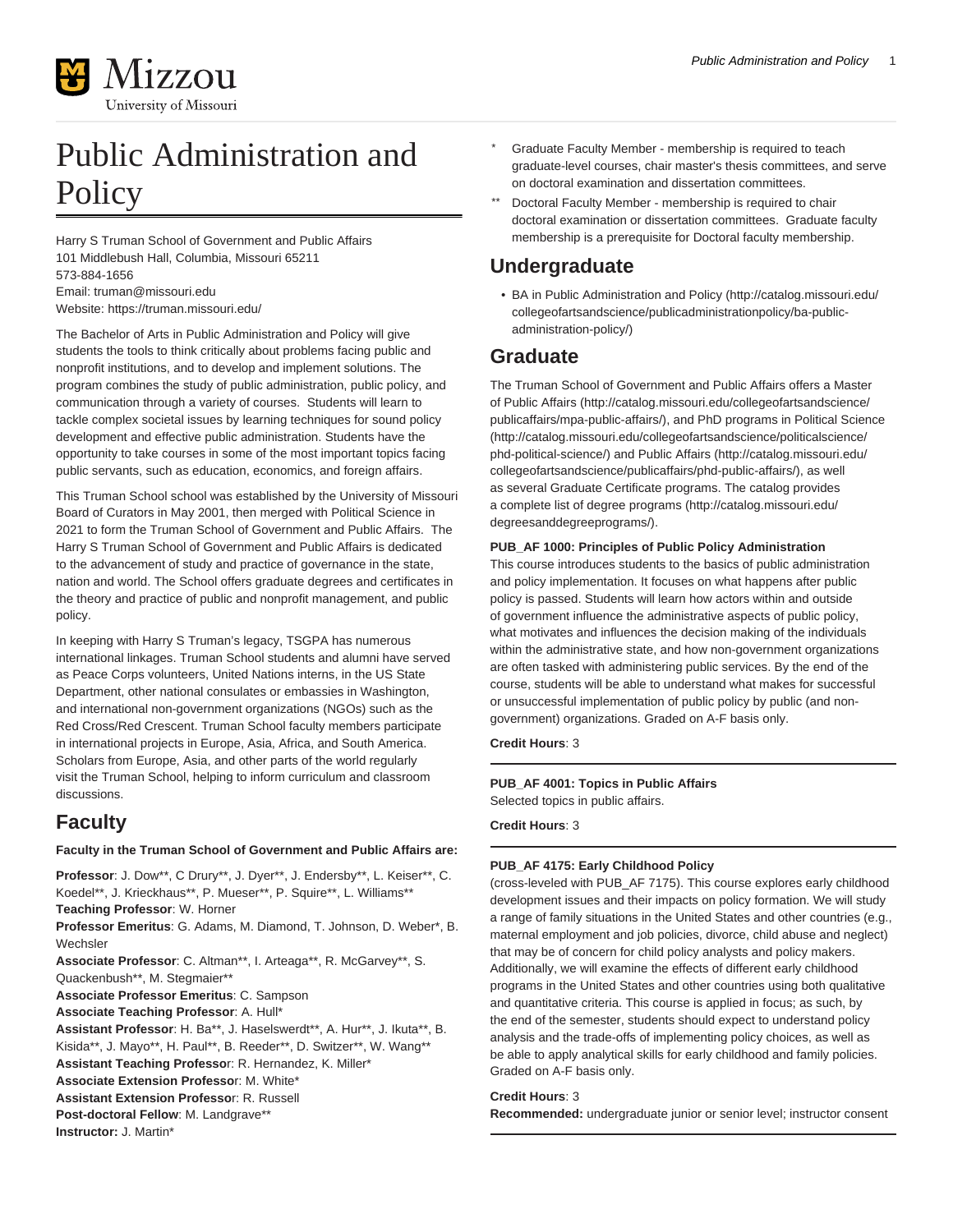# Public Administration and Policy

Harry S Truman School of Government and Public Affairs
101 Middlebush Hall, Columbia, Missouri 65211
573-884-1656
Email: truman@missouri.edu
Website: https://truman.missouri.edu/

The Bachelor of Arts in Public Administration and Policy will give students the tools to think critically about problems facing public and nonprofit institutions, and to develop and implement solutions. The program combines the study of public administration, public policy, and communication through a variety of courses. Students will learn to tackle complex societal issues by learning techniques for sound policy development and effective public administration. Students have the opportunity to take courses in some of the most important topics facing public servants, such as education, economics, and foreign affairs.

This Truman School school was established by the University of Missouri Board of Curators in May 2001, then merged with Political Science in 2021 to form the Truman School of Government and Public Affairs. The Harry S Truman School of Government and Public Affairs is dedicated to the advancement of study and practice of governance in the state, nation and world. The School offers graduate degrees and certificates in the theory and practice of public and nonprofit management, and public policy.

In keeping with Harry S Truman's legacy, TSGPA has numerous international linkages. Truman School students and alumni have served as Peace Corps volunteers, United Nations interns, in the US State Department, other national consulates or embassies in Washington, and international non-government organizations (NGOs) such as the Red Cross/Red Crescent. Truman School faculty members participate in international projects in Europe, Asia, Africa, and South America. Scholars from Europe, Asia, and other parts of the world regularly visit the Truman School, helping to inform curriculum and classroom discussions.

## Faculty

**Faculty in the Truman School of Government and Public Affairs are:**

**Professor**: J. Dow**, C Drury**, J. Dyer**, J. Endersby**, L. Keiser**, C. Koedel**, J. Krieckhaus**, P. Mueser**, P. Squire**, L. Williams**
**Teaching Professor**: W. Horner
**Professor Emeritus**: G. Adams, M. Diamond, T. Johnson, D. Weber*, B. Wechsler
**Associate Professor**: C. Altman**, I. Arteaga**, R. McGarvey**, S. Quackenbush**, M. Stegmaier**
**Associate Professor Emeritus**: C. Sampson
**Associate Teaching Professor**: A. Hull*
**Assistant Professor**: H. Ba**, J. Haselswerdt**, A. Hur**, J. Ikuta**, B. Kisida**, J. Mayo**, H. Paul**, B. Reeder**, D. Switzer**, W. Wang**
**Assistant Teaching Professor**: R. Hernandez, K. Miller*
**Associate Extension Professor**: M. White*
**Assistant Extension Professor**: R. Russell
**Post-doctoral Fellow**: M. Landgrave**
**Instructor:** J. Martin*

- \* Graduate Faculty Member - membership is required to teach graduate-level courses, chair master's thesis committees, and serve on doctoral examination and dissertation committees.
- \*\* Doctoral Faculty Member - membership is required to chair doctoral examination or dissertation committees. Graduate faculty membership is a prerequisite for Doctoral faculty membership.

## Undergraduate

- BA in Public Administration and Policy (http://catalog.missouri.edu/collegeofartsandscience/publicadministrationpolicy/ba-public-administration-policy/)

## Graduate

The Truman School of Government and Public Affairs offers a Master of Public Affairs (http://catalog.missouri.edu/collegeofartsandscience/publicaffairs/mpa-public-affairs/), and PhD programs in Political Science (http://catalog.missouri.edu/collegeofartsandscience/politicalscience/phd-political-science/) and Public Affairs (http://catalog.missouri.edu/collegeofartsandscience/publicaffairs/phd-public-affairs/), as well as several Graduate Certificate programs. The catalog provides a complete list of degree programs (http://catalog.missouri.edu/degreesanddegreeprograms/).

**PUB_AF 1000: Principles of Public Policy Administration**
This course introduces students to the basics of public administration and policy implementation. It focuses on what happens after public policy is passed. Students will learn how actors within and outside of government influence the administrative aspects of public policy, what motivates and influences the decision making of the individuals within the administrative state, and how non-government organizations are often tasked with administering public services. By the end of the course, students will be able to understand what makes for successful or unsuccessful implementation of public policy by public (and non-government) organizations. Graded on A-F basis only.

**Credit Hours**: 3

**PUB_AF 4001: Topics in Public Affairs**
Selected topics in public affairs.

**Credit Hours**: 3

**PUB_AF 4175: Early Childhood Policy**
(cross-leveled with PUB_AF 7175). This course explores early childhood development issues and their impacts on policy formation. We will study a range of family situations in the United States and other countries (e.g., maternal employment and job policies, divorce, child abuse and neglect) that may be of concern for child policy analysts and policy makers. Additionally, we will examine the effects of different early childhood programs in the United States and other countries using both qualitative and quantitative criteria. This course is applied in focus; as such, by the end of the semester, students should expect to understand policy analysis and the trade-offs of implementing policy choices, as well as be able to apply analytical skills for early childhood and family policies. Graded on A-F basis only.

**Credit Hours**: 3
**Recommended:** undergraduate junior or senior level; instructor consent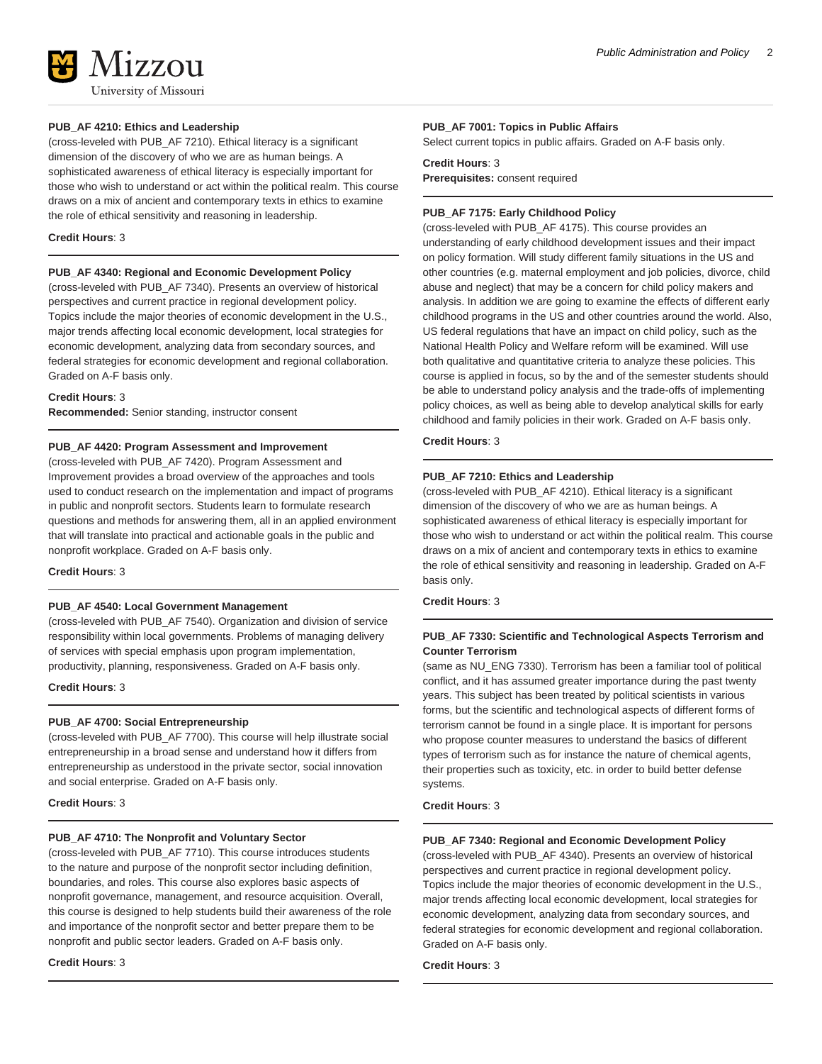**PUB_AF 4210: Ethics and Leadership**

(cross-leveled with PUB_AF 7210). Ethical literacy is a significant dimension of the discovery of who we are as human beings. A sophisticated awareness of ethical literacy is especially important for those who wish to understand or act within the political realm. This course draws on a mix of ancient and contemporary texts in ethics to examine the role of ethical sensitivity and reasoning in leadership.

**Credit Hours**: 3

---

**PUB_AF 4340: Regional and Economic Development Policy**

(cross-leveled with PUB_AF 7340). Presents an overview of historical perspectives and current practice in regional development policy. Topics include the major theories of economic development in the U.S., major trends affecting local economic development, local strategies for economic development, analyzing data from secondary sources, and federal strategies for economic development and regional collaboration. Graded on A-F basis only.

**Credit Hours**: 3
**Recommended:** Senior standing, instructor consent

---

**PUB_AF 4420: Program Assessment and Improvement**

(cross-leveled with PUB_AF 7420). Program Assessment and Improvement provides a broad overview of the approaches and tools used to conduct research on the implementation and impact of programs in public and nonprofit sectors. Students learn to formulate research questions and methods for answering them, all in an applied environment that will translate into practical and actionable goals in the public and nonprofit workplace. Graded on A-F basis only.

**Credit Hours**: 3

---

**PUB_AF 4540: Local Government Management**

(cross-leveled with PUB_AF 7540). Organization and division of service responsibility within local governments. Problems of managing delivery of services with special emphasis upon program implementation, productivity, planning, responsiveness. Graded on A-F basis only.

**Credit Hours**: 3

---

**PUB_AF 4700: Social Entrepreneurship**

(cross-leveled with PUB_AF 7700). This course will help illustrate social entrepreneurship in a broad sense and understand how it differs from entrepreneurship as understood in the private sector, social innovation and social enterprise. Graded on A-F basis only.

**Credit Hours**: 3

---

**PUB_AF 4710: The Nonprofit and Voluntary Sector**

(cross-leveled with PUB_AF 7710). This course introduces students to the nature and purpose of the nonprofit sector including definition, boundaries, and roles. This course also explores basic aspects of nonprofit governance, management, and resource acquisition. Overall, this course is designed to help students build their awareness of the role and importance of the nonprofit sector and better prepare them to be nonprofit and public sector leaders. Graded on A-F basis only.

**Credit Hours**: 3

---

**PUB_AF 7001: Topics in Public Affairs**

Select current topics in public affairs. Graded on A-F basis only.

**Credit Hours**: 3
**Prerequisites:** consent required

---

**PUB_AF 7175: Early Childhood Policy**

(cross-leveled with PUB_AF 4175). This course provides an understanding of early childhood development issues and their impact on policy formation. Will study different family situations in the US and other countries (e.g. maternal employment and job policies, divorce, child abuse and neglect) that may be a concern for child policy makers and analysis. In addition we are going to examine the effects of different early childhood programs in the US and other countries around the world. Also, US federal regulations that have an impact on child policy, such as the National Health Policy and Welfare reform will be examined. Will use both qualitative and quantitative criteria to analyze these policies. This course is applied in focus, so by the and of the semester students should be able to understand policy analysis and the trade-offs of implementing policy choices, as well as being able to develop analytical skills for early childhood and family policies in their work. Graded on A-F basis only.

**Credit Hours**: 3

---

**PUB_AF 7210: Ethics and Leadership**

(cross-leveled with PUB_AF 4210). Ethical literacy is a significant dimension of the discovery of who we are as human beings. A sophisticated awareness of ethical literacy is especially important for those who wish to understand or act within the political realm. This course draws on a mix of ancient and contemporary texts in ethics to examine the role of ethical sensitivity and reasoning in leadership. Graded on A-F basis only.

**Credit Hours**: 3

---

**PUB_AF 7330: Scientific and Technological Aspects Terrorism and Counter Terrorism**

(same as NU_ENG 7330). Terrorism has been a familiar tool of political conflict, and it has assumed greater importance during the past twenty years. This subject has been treated by political scientists in various forms, but the scientific and technological aspects of different forms of terrorism cannot be found in a single place. It is important for persons who propose counter measures to understand the basics of different types of terrorism such as for instance the nature of chemical agents, their properties such as toxicity, etc. in order to build better defense systems.

**Credit Hours**: 3

---

**PUB_AF 7340: Regional and Economic Development Policy**

(cross-leveled with PUB_AF 4340). Presents an overview of historical perspectives and current practice in regional development policy. Topics include the major theories of economic development in the U.S., major trends affecting local economic development, local strategies for economic development, analyzing data from secondary sources, and federal strategies for economic development and regional collaboration. Graded on A-F basis only.

**Credit Hours**: 3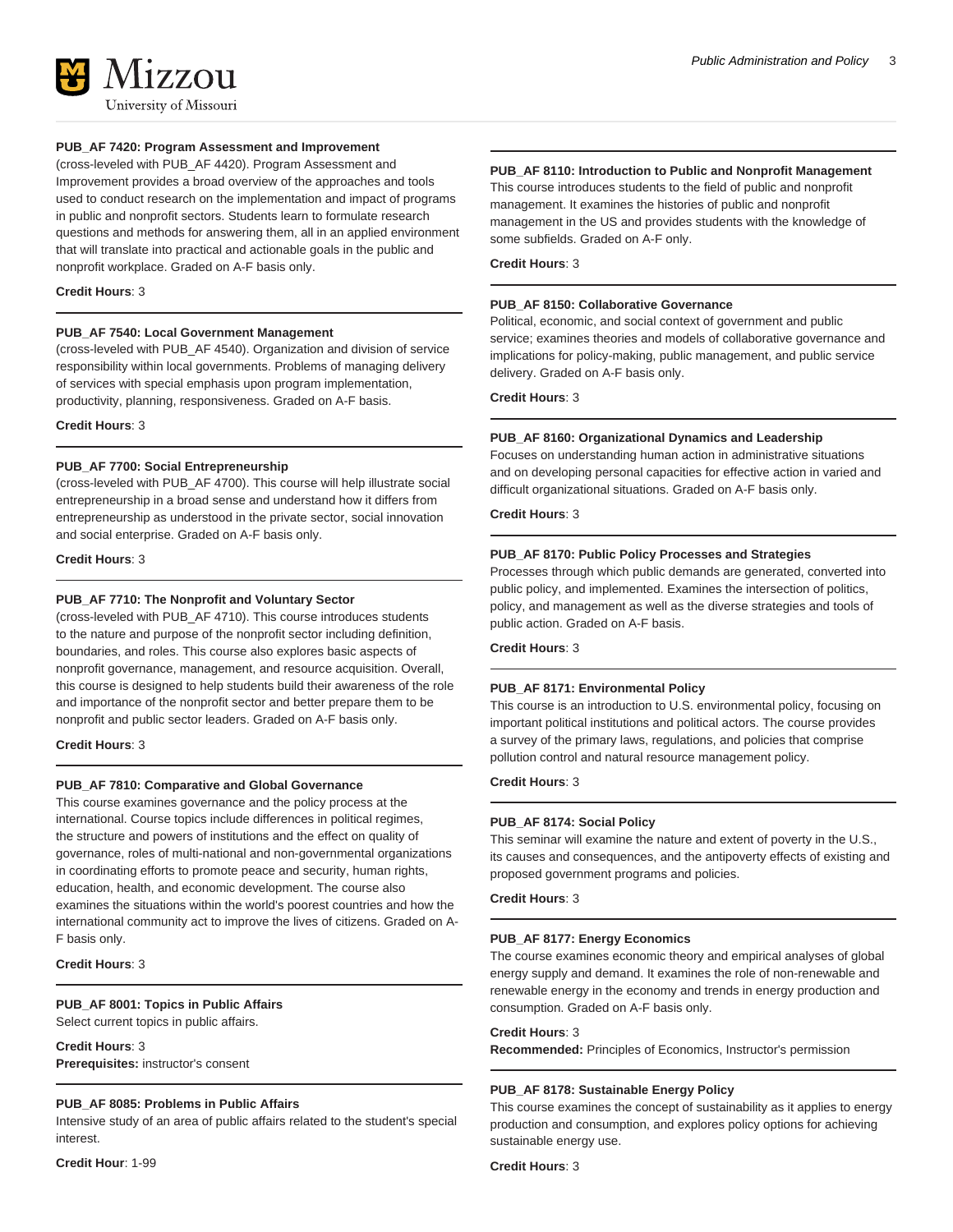**PUB_AF 7420: Program Assessment and Improvement**

(cross-leveled with PUB_AF 4420). Program Assessment and Improvement provides a broad overview of the approaches and tools used to conduct research on the implementation and impact of programs in public and nonprofit sectors. Students learn to formulate research questions and methods for answering them, all in an applied environment that will translate into practical and actionable goals in the public and nonprofit workplace. Graded on A-F basis only.

**Credit Hours**: 3

**PUB_AF 7540: Local Government Management**

(cross-leveled with PUB_AF 4540). Organization and division of service responsibility within local governments. Problems of managing delivery of services with special emphasis upon program implementation, productivity, planning, responsiveness. Graded on A-F basis.

**Credit Hours**: 3

**PUB_AF 7700: Social Entrepreneurship**

(cross-leveled with PUB_AF 4700). This course will help illustrate social entrepreneurship in a broad sense and understand how it differs from entrepreneurship as understood in the private sector, social innovation and social enterprise. Graded on A-F basis only.

**Credit Hours**: 3

**PUB_AF 7710: The Nonprofit and Voluntary Sector**

(cross-leveled with PUB_AF 4710). This course introduces students to the nature and purpose of the nonprofit sector including definition, boundaries, and roles. This course also explores basic aspects of nonprofit governance, management, and resource acquisition. Overall, this course is designed to help students build their awareness of the role and importance of the nonprofit sector and better prepare them to be nonprofit and public sector leaders. Graded on A-F basis only.

**Credit Hours**: 3

**PUB_AF 7810: Comparative and Global Governance**

This course examines governance and the policy process at the international. Course topics include differences in political regimes, the structure and powers of institutions and the effect on quality of governance, roles of multi-national and non-governmental organizations in coordinating efforts to promote peace and security, human rights, education, health, and economic development. The course also examines the situations within the world's poorest countries and how the international community act to improve the lives of citizens. Graded on A-F basis only.

**Credit Hours**: 3

**PUB_AF 8001: Topics in Public Affairs**

Select current topics in public affairs.

**Credit Hours**: 3
**Prerequisites:** instructor's consent

**PUB_AF 8085: Problems in Public Affairs**

Intensive study of an area of public affairs related to the student's special interest.

**Credit Hour**: 1-99

**PUB_AF 8110: Introduction to Public and Nonprofit Management**

This course introduces students to the field of public and nonprofit management. It examines the histories of public and nonprofit management in the US and provides students with the knowledge of some subfields. Graded on A-F only.

**Credit Hours**: 3

**PUB_AF 8150: Collaborative Governance**

Political, economic, and social context of government and public service; examines theories and models of collaborative governance and implications for policy-making, public management, and public service delivery. Graded on A-F basis only.

**Credit Hours**: 3

**PUB_AF 8160: Organizational Dynamics and Leadership**

Focuses on understanding human action in administrative situations and on developing personal capacities for effective action in varied and difficult organizational situations. Graded on A-F basis only.

**Credit Hours**: 3

**PUB_AF 8170: Public Policy Processes and Strategies**

Processes through which public demands are generated, converted into public policy, and implemented. Examines the intersection of politics, policy, and management as well as the diverse strategies and tools of public action. Graded on A-F basis.

**Credit Hours**: 3

**PUB_AF 8171: Environmental Policy**

This course is an introduction to U.S. environmental policy, focusing on important political institutions and political actors. The course provides a survey of the primary laws, regulations, and policies that comprise pollution control and natural resource management policy.

**Credit Hours**: 3

**PUB_AF 8174: Social Policy**

This seminar will examine the nature and extent of poverty in the U.S., its causes and consequences, and the antipoverty effects of existing and proposed government programs and policies.

**Credit Hours**: 3

**PUB_AF 8177: Energy Economics**

The course examines economic theory and empirical analyses of global energy supply and demand. It examines the role of non-renewable and renewable energy in the economy and trends in energy production and consumption. Graded on A-F basis only.

**Credit Hours**: 3
**Recommended:** Principles of Economics, Instructor's permission

**PUB_AF 8178: Sustainable Energy Policy**

This course examines the concept of sustainability as it applies to energy production and consumption, and explores policy options for achieving sustainable energy use.

**Credit Hours**: 3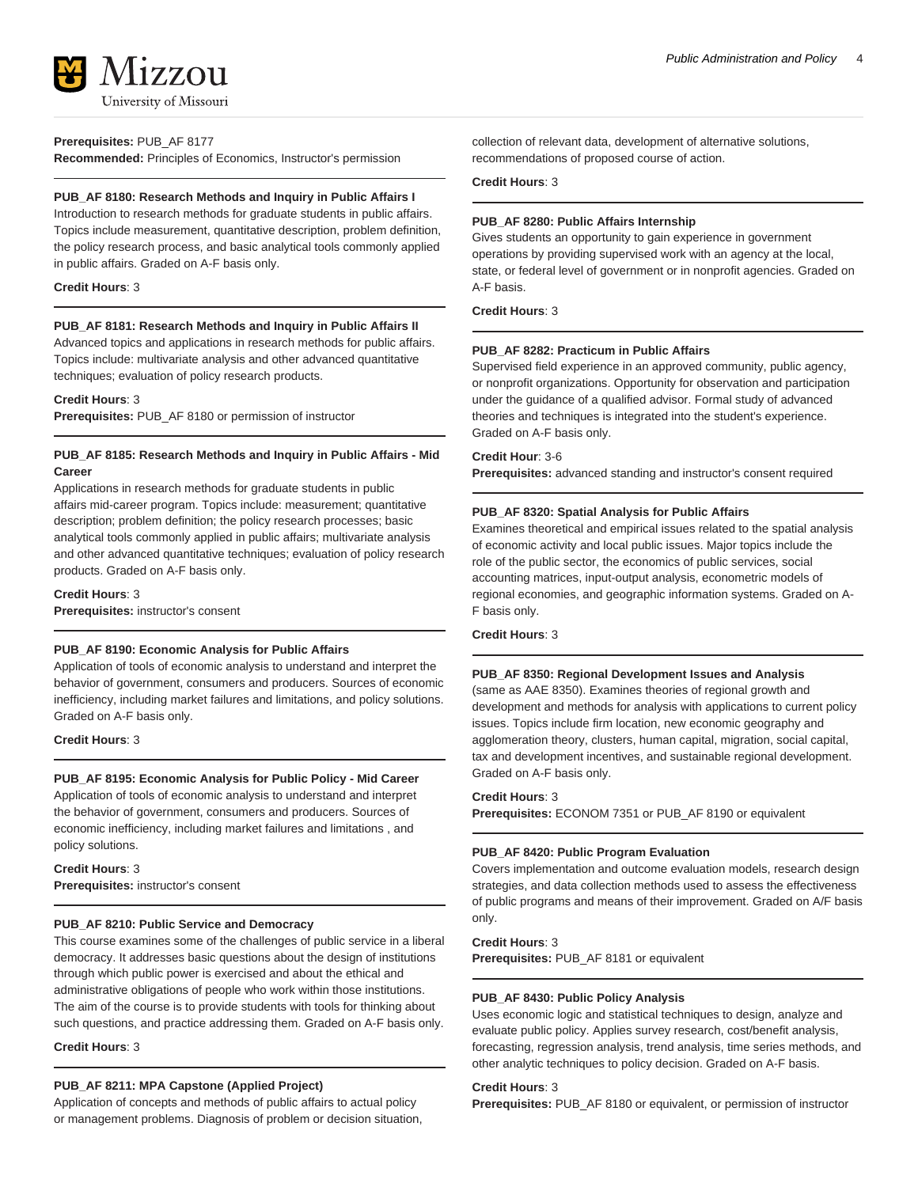**Prerequisites:** PUB_AF 8177
**Recommended:** Principles of Economics, Instructor's permission

---

**PUB_AF 8180: Research Methods and Inquiry in Public Affairs I**
Introduction to research methods for graduate students in public affairs. Topics include measurement, quantitative description, problem definition, the policy research process, and basic analytical tools commonly applied in public affairs. Graded on A-F basis only.

**Credit Hours**: 3

---

**PUB_AF 8181: Research Methods and Inquiry in Public Affairs II**
Advanced topics and applications in research methods for public affairs. Topics include: multivariate analysis and other advanced quantitative techniques; evaluation of policy research products.

**Credit Hours**: 3
**Prerequisites:** PUB_AF 8180 or permission of instructor

---

**PUB_AF 8185: Research Methods and Inquiry in Public Affairs - Mid Career**
Applications in research methods for graduate students in public affairs mid-career program. Topics include: measurement; quantitative description; problem definition; the policy research processes; basic analytical tools commonly applied in public affairs; multivariate analysis and other advanced quantitative techniques; evaluation of policy research products. Graded on A-F basis only.

**Credit Hours**: 3
**Prerequisites:** instructor's consent

---

**PUB_AF 8190: Economic Analysis for Public Affairs**
Application of tools of economic analysis to understand and interpret the behavior of government, consumers and producers. Sources of economic inefficiency, including market failures and limitations, and policy solutions. Graded on A-F basis only.

**Credit Hours**: 3

---

**PUB_AF 8195: Economic Analysis for Public Policy - Mid Career**
Application of tools of economic analysis to understand and interpret the behavior of government, consumers and producers. Sources of economic inefficiency, including market failures and limitations , and policy solutions.

**Credit Hours**: 3
**Prerequisites:** instructor's consent

---

**PUB_AF 8210: Public Service and Democracy**
This course examines some of the challenges of public service in a liberal democracy. It addresses basic questions about the design of institutions through which public power is exercised and about the ethical and administrative obligations of people who work within those institutions. The aim of the course is to provide students with tools for thinking about such questions, and practice addressing them. Graded on A-F basis only.

**Credit Hours**: 3

---

**PUB_AF 8211: MPA Capstone (Applied Project)**
Application of concepts and methods of public affairs to actual policy or management problems. Diagnosis of problem or decision situation, collection of relevant data, development of alternative solutions, recommendations of proposed course of action.

**Credit Hours**: 3

---

**PUB_AF 8280: Public Affairs Internship**
Gives students an opportunity to gain experience in government operations by providing supervised work with an agency at the local, state, or federal level of government or in nonprofit agencies. Graded on A-F basis.

**Credit Hours**: 3

---

**PUB_AF 8282: Practicum in Public Affairs**
Supervised field experience in an approved community, public agency, or nonprofit organizations. Opportunity for observation and participation under the guidance of a qualified advisor. Formal study of advanced theories and techniques is integrated into the student's experience. Graded on A-F basis only.

**Credit Hour**: 3-6
**Prerequisites:** advanced standing and instructor's consent required

---

**PUB_AF 8320: Spatial Analysis for Public Affairs**
Examines theoretical and empirical issues related to the spatial analysis of economic activity and local public issues. Major topics include the role of the public sector, the economics of public services, social accounting matrices, input-output analysis, econometric models of regional economies, and geographic information systems. Graded on A-F basis only.

**Credit Hours**: 3

---

**PUB_AF 8350: Regional Development Issues and Analysis**
(same as AAE 8350). Examines theories of regional growth and development and methods for analysis with applications to current policy issues. Topics include firm location, new economic geography and agglomeration theory, clusters, human capital, migration, social capital, tax and development incentives, and sustainable regional development. Graded on A-F basis only.

**Credit Hours**: 3
**Prerequisites:** ECONOM 7351 or PUB_AF 8190 or equivalent

---

**PUB_AF 8420: Public Program Evaluation**
Covers implementation and outcome evaluation models, research design strategies, and data collection methods used to assess the effectiveness of public programs and means of their improvement. Graded on A/F basis only.

**Credit Hours**: 3
**Prerequisites:** PUB_AF 8181 or equivalent

---

**PUB_AF 8430: Public Policy Analysis**
Uses economic logic and statistical techniques to design, analyze and evaluate public policy. Applies survey research, cost/benefit analysis, forecasting, regression analysis, trend analysis, time series methods, and other analytic techniques to policy decision. Graded on A-F basis.

**Credit Hours**: 3
**Prerequisites:** PUB_AF 8180 or equivalent, or permission of instructor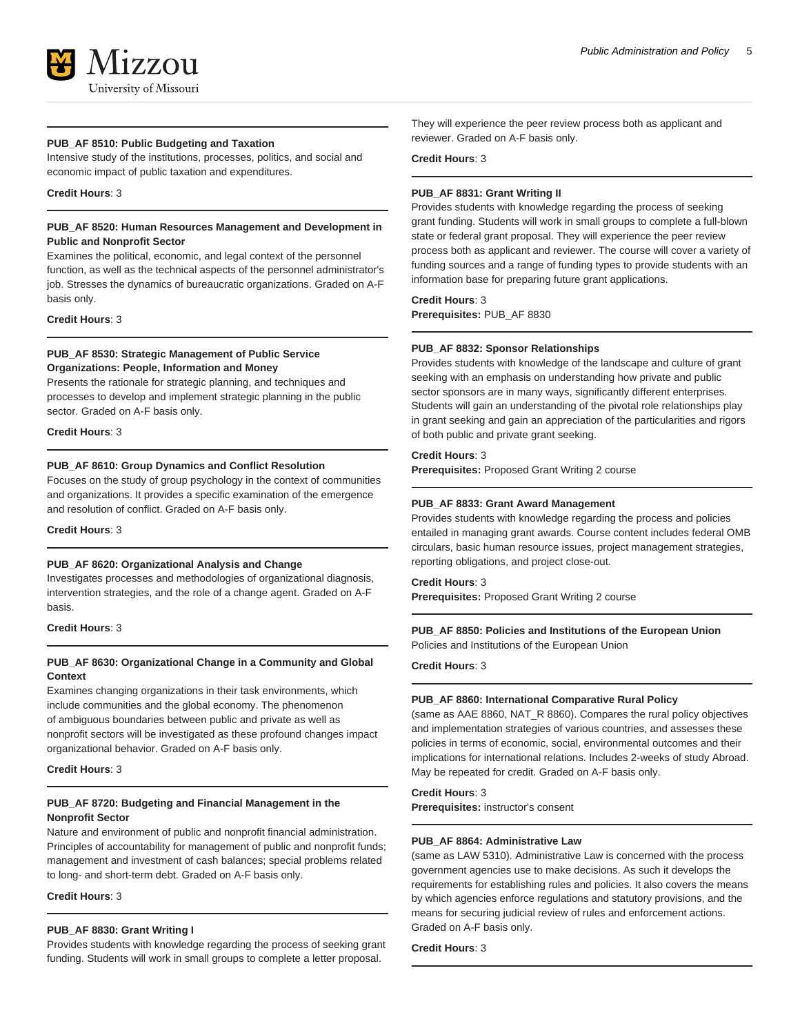#### PUB_AF 8510: Public Budgeting and Taxation

Intensive study of the institutions, processes, politics, and social and economic impact of public taxation and expenditures.

**Credit Hours**: 3

#### PUB_AF 8520: Human Resources Management and Development in Public and Nonprofit Sector

Examines the political, economic, and legal context of the personnel function, as well as the technical aspects of the personnel administrator's job. Stresses the dynamics of bureaucratic organizations. Graded on A-F basis only.

**Credit Hours**: 3

#### PUB_AF 8530: Strategic Management of Public Service Organizations: People, Information and Money

Presents the rationale for strategic planning, and techniques and processes to develop and implement strategic planning in the public sector. Graded on A-F basis only.

**Credit Hours**: 3

#### PUB_AF 8610: Group Dynamics and Conflict Resolution

Focuses on the study of group psychology in the context of communities and organizations. It provides a specific examination of the emergence and resolution of conflict. Graded on A-F basis only.

**Credit Hours**: 3

#### PUB_AF 8620: Organizational Analysis and Change

Investigates processes and methodologies of organizational diagnosis, intervention strategies, and the role of a change agent. Graded on A-F basis.

**Credit Hours**: 3

#### PUB_AF 8630: Organizational Change in a Community and Global Context

Examines changing organizations in their task environments, which include communities and the global economy. The phenomenon of ambiguous boundaries between public and private as well as nonprofit sectors will be investigated as these profound changes impact organizational behavior. Graded on A-F basis only.

**Credit Hours**: 3

#### PUB_AF 8720: Budgeting and Financial Management in the Nonprofit Sector

Nature and environment of public and nonprofit financial administration. Principles of accountability for management of public and nonprofit funds; management and investment of cash balances; special problems related to long- and short-term debt. Graded on A-F basis only.

**Credit Hours**: 3

#### PUB_AF 8830: Grant Writing I

Provides students with knowledge regarding the process of seeking grant funding. Students will work in small groups to complete a letter proposal. They will experience the peer review process both as applicant and reviewer. Graded on A-F basis only.

**Credit Hours**: 3

#### PUB_AF 8831: Grant Writing II

Provides students with knowledge regarding the process of seeking grant funding. Students will work in small groups to complete a full-blown state or federal grant proposal. They will experience the peer review process both as applicant and reviewer. The course will cover a variety of funding sources and a range of funding types to provide students with an information base for preparing future grant applications.

**Credit Hours**: 3
**Prerequisites:** PUB_AF 8830

#### PUB_AF 8832: Sponsor Relationships

Provides students with knowledge of the landscape and culture of grant seeking with an emphasis on understanding how private and public sector sponsors are in many ways, significantly different enterprises. Students will gain an understanding of the pivotal role relationships play in grant seeking and gain an appreciation of the particularities and rigors of both public and private grant seeking.

**Credit Hours**: 3
**Prerequisites:** Proposed Grant Writing 2 course

#### PUB_AF 8833: Grant Award Management

Provides students with knowledge regarding the process and policies entailed in managing grant awards. Course content includes federal OMB circulars, basic human resource issues, project management strategies, reporting obligations, and project close-out.

**Credit Hours**: 3
**Prerequisites:** Proposed Grant Writing 2 course

#### PUB_AF 8850: Policies and Institutions of the European Union

Policies and Institutions of the European Union

**Credit Hours**: 3

#### PUB_AF 8860: International Comparative Rural Policy

(same as AAE 8860, NAT_R 8860). Compares the rural policy objectives and implementation strategies of various countries, and assesses these policies in terms of economic, social, environmental outcomes and their implications for international relations. Includes 2-weeks of study Abroad. May be repeated for credit. Graded on A-F basis only.

**Credit Hours**: 3
**Prerequisites:** instructor's consent

#### PUB_AF 8864: Administrative Law

(same as LAW 5310). Administrative Law is concerned with the process government agencies use to make decisions. As such it develops the requirements for establishing rules and policies. It also covers the means by which agencies enforce regulations and statutory provisions, and the means for securing judicial review of rules and enforcement actions. Graded on A-F basis only.

**Credit Hours**: 3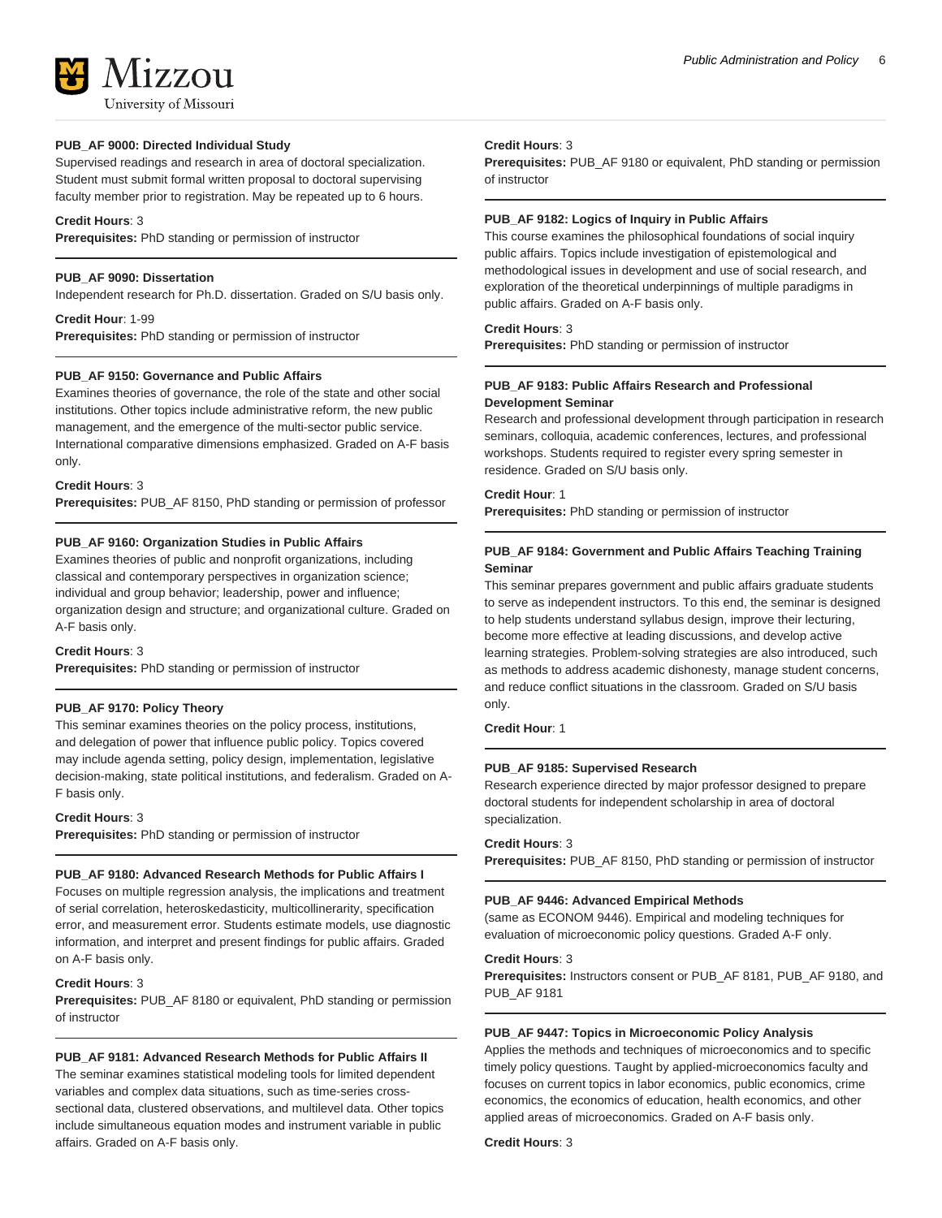**PUB_AF 9000: Directed Individual Study**

Supervised readings and research in area of doctoral specialization. Student must submit formal written proposal to doctoral supervising faculty member prior to registration. May be repeated up to 6 hours.

**Credit Hours**: 3
**Prerequisites:** PhD standing or permission of instructor

---

**PUB_AF 9090: Dissertation**

Independent research for Ph.D. dissertation. Graded on S/U basis only.

**Credit Hour**: 1-99
**Prerequisites:** PhD standing or permission of instructor

---

**PUB_AF 9150: Governance and Public Affairs**

Examines theories of governance, the role of the state and other social institutions. Other topics include administrative reform, the new public management, and the emergence of the multi-sector public service. International comparative dimensions emphasized. Graded on A-F basis only.

**Credit Hours**: 3
**Prerequisites:** PUB_AF 8150, PhD standing or permission of professor

---

**PUB_AF 9160: Organization Studies in Public Affairs**

Examines theories of public and nonprofit organizations, including classical and contemporary perspectives in organization science; individual and group behavior; leadership, power and influence; organization design and structure; and organizational culture. Graded on A-F basis only.

**Credit Hours**: 3
**Prerequisites:** PhD standing or permission of instructor

---

**PUB_AF 9170: Policy Theory**

This seminar examines theories on the policy process, institutions, and delegation of power that influence public policy. Topics covered may include agenda setting, policy design, implementation, legislative decision-making, state political institutions, and federalism. Graded on A-F basis only.

**Credit Hours**: 3
**Prerequisites:** PhD standing or permission of instructor

---

**PUB_AF 9180: Advanced Research Methods for Public Affairs I**

Focuses on multiple regression analysis, the implications and treatment of serial correlation, heteroskedasticity, multicollinerarity, specification error, and measurement error. Students estimate models, use diagnostic information, and interpret and present findings for public affairs. Graded on A-F basis only.

**Credit Hours**: 3
**Prerequisites:** PUB_AF 8180 or equivalent, PhD standing or permission of instructor

---

**PUB_AF 9181: Advanced Research Methods for Public Affairs II**

The seminar examines statistical modeling tools for limited dependent variables and complex data situations, such as time-series cross-sectional data, clustered observations, and multilevel data. Other topics include simultaneous equation modes and instrument variable in public affairs. Graded on A-F basis only.

**Credit Hours**: 3
**Prerequisites:** PUB_AF 9180 or equivalent, PhD standing or permission of instructor

---

**PUB_AF 9182: Logics of Inquiry in Public Affairs**

This course examines the philosophical foundations of social inquiry public affairs. Topics include investigation of epistemological and methodological issues in development and use of social research, and exploration of the theoretical underpinnings of multiple paradigms in public affairs. Graded on A-F basis only.

**Credit Hours**: 3
**Prerequisites:** PhD standing or permission of instructor

---

**PUB_AF 9183: Public Affairs Research and Professional Development Seminar**

Research and professional development through participation in research seminars, colloquia, academic conferences, lectures, and professional workshops. Students required to register every spring semester in residence. Graded on S/U basis only.

**Credit Hour**: 1
**Prerequisites:** PhD standing or permission of instructor

---

**PUB_AF 9184: Government and Public Affairs Teaching Training Seminar**

This seminar prepares government and public affairs graduate students to serve as independent instructors. To this end, the seminar is designed to help students understand syllabus design, improve their lecturing, become more effective at leading discussions, and develop active learning strategies. Problem-solving strategies are also introduced, such as methods to address academic dishonesty, manage student concerns, and reduce conflict situations in the classroom. Graded on S/U basis only.

**Credit Hour**: 1

---

**PUB_AF 9185: Supervised Research**

Research experience directed by major professor designed to prepare doctoral students for independent scholarship in area of doctoral specialization.

**Credit Hours**: 3
**Prerequisites:** PUB_AF 8150, PhD standing or permission of instructor

---

**PUB_AF 9446: Advanced Empirical Methods**

(same as ECONOM 9446). Empirical and modeling techniques for evaluation of microeconomic policy questions. Graded A-F only.

**Credit Hours**: 3
**Prerequisites:** Instructors consent or PUB_AF 8181, PUB_AF 9180, and PUB_AF 9181

---

**PUB_AF 9447: Topics in Microeconomic Policy Analysis**

Applies the methods and techniques of microeconomics and to specific timely policy questions. Taught by applied-microeconomics faculty and focuses on current topics in labor economics, public economics, crime economics, the economics of education, health economics, and other applied areas of microeconomics. Graded on A-F basis only.

**Credit Hours**: 3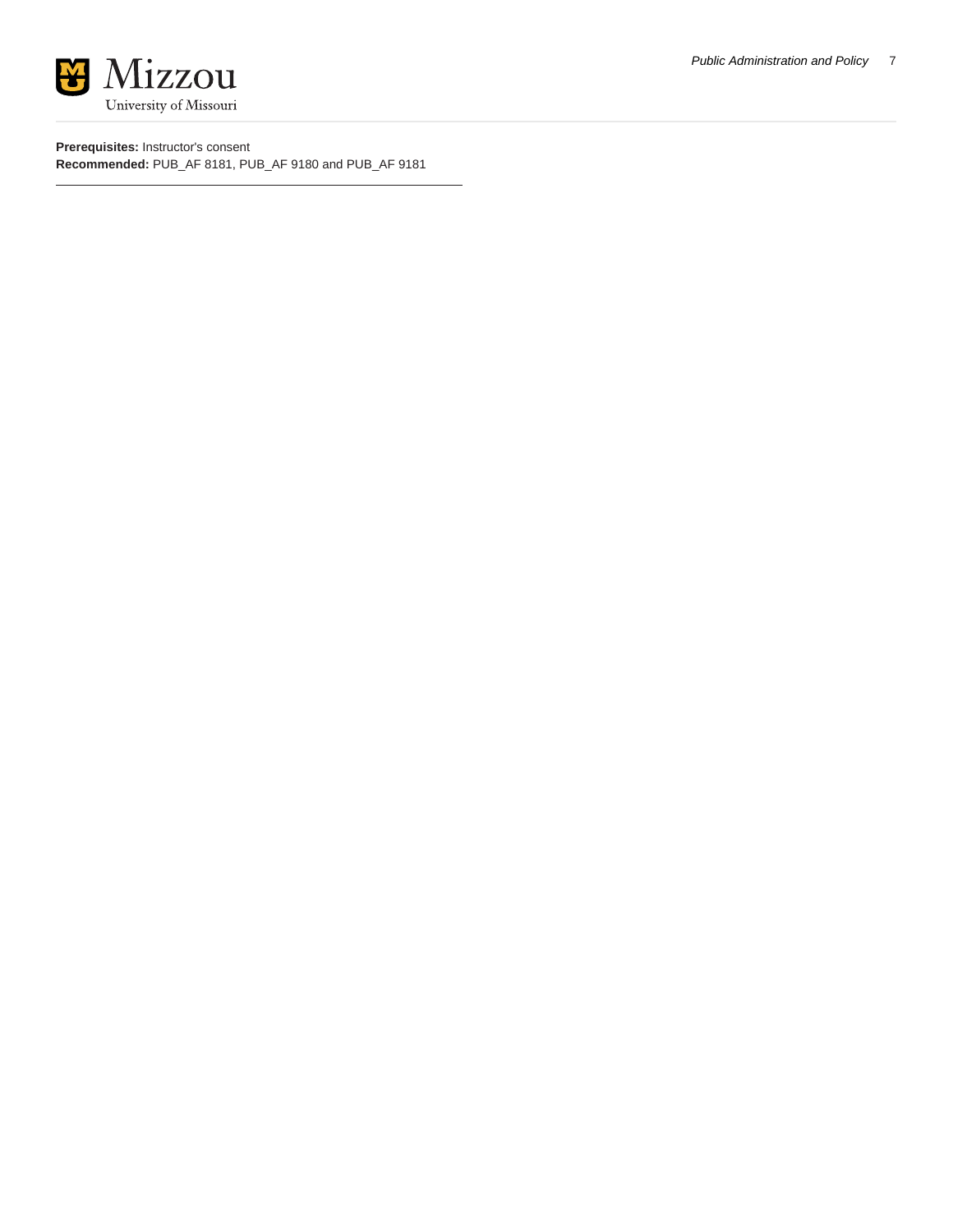**Prerequisites:** Instructor's consent
**Recommended:** PUB_AF 8181, PUB_AF 9180 and PUB_AF 9181